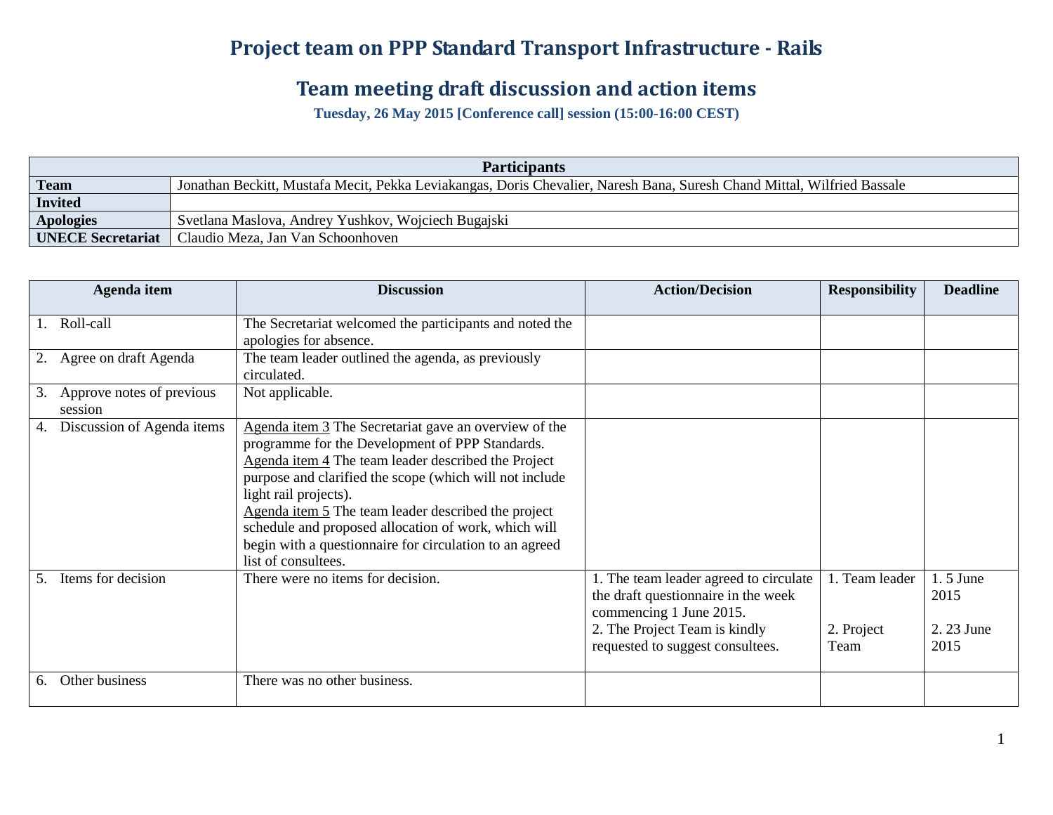# Project team on PPP Standard Transport Infrastructure - Rails

## Team meeting draft discussion and action items

**Tuesday, 26 May 2015 [Conference call] session (15:00-16:00 CEST)**

| Participants | |
|---|---|
| **Team** | Jonathan Beckitt, Mustafa Mecit, Pekka Leviakangas, Doris Chevalier, Naresh Bana, Suresh Chand Mittal, Wilfried Bassale |
| **Invited** | |
| **Apologies** | Svetlana Maslova, Andrey Yushkov, Wojciech Bugajski |
| **UNECE Secretariat** | Claudio Meza, Jan Van Schoonhoven |

| Agenda item | Discussion | Action/Decision | Responsibility | Deadline |
|---|---|---|---|---|
| 1. Roll-call | The Secretariat welcomed the participants and noted the apologies for absence. | | | |
| 2. Agree on draft Agenda | The team leader outlined the agenda, as previously circulated. | | | |
| 3. Approve notes of previous session | Not applicable. | | | |
| 4. Discussion of Agenda items | Agenda item 3 The Secretariat gave an overview of the programme for the Development of PPP Standards.<br>Agenda item 4 The team leader described the Project purpose and clarified the scope (which will not include light rail projects).<br>Agenda item 5 The team leader described the project schedule and proposed allocation of work, which will begin with a questionnaire for circulation to an agreed list of consultees. | | | |
| 5. Items for decision | There were no items for decision. | 1. The team leader agreed to circulate the draft questionnaire in the week commencing 1 June 2015.<br>2. The Project Team is kindly requested to suggest consultees. | 1. Team leader<br><br>2. Project Team | 1. 5 June 2015<br><br>2. 23 June 2015 |
| 6. Other business | There was no other business. | | | |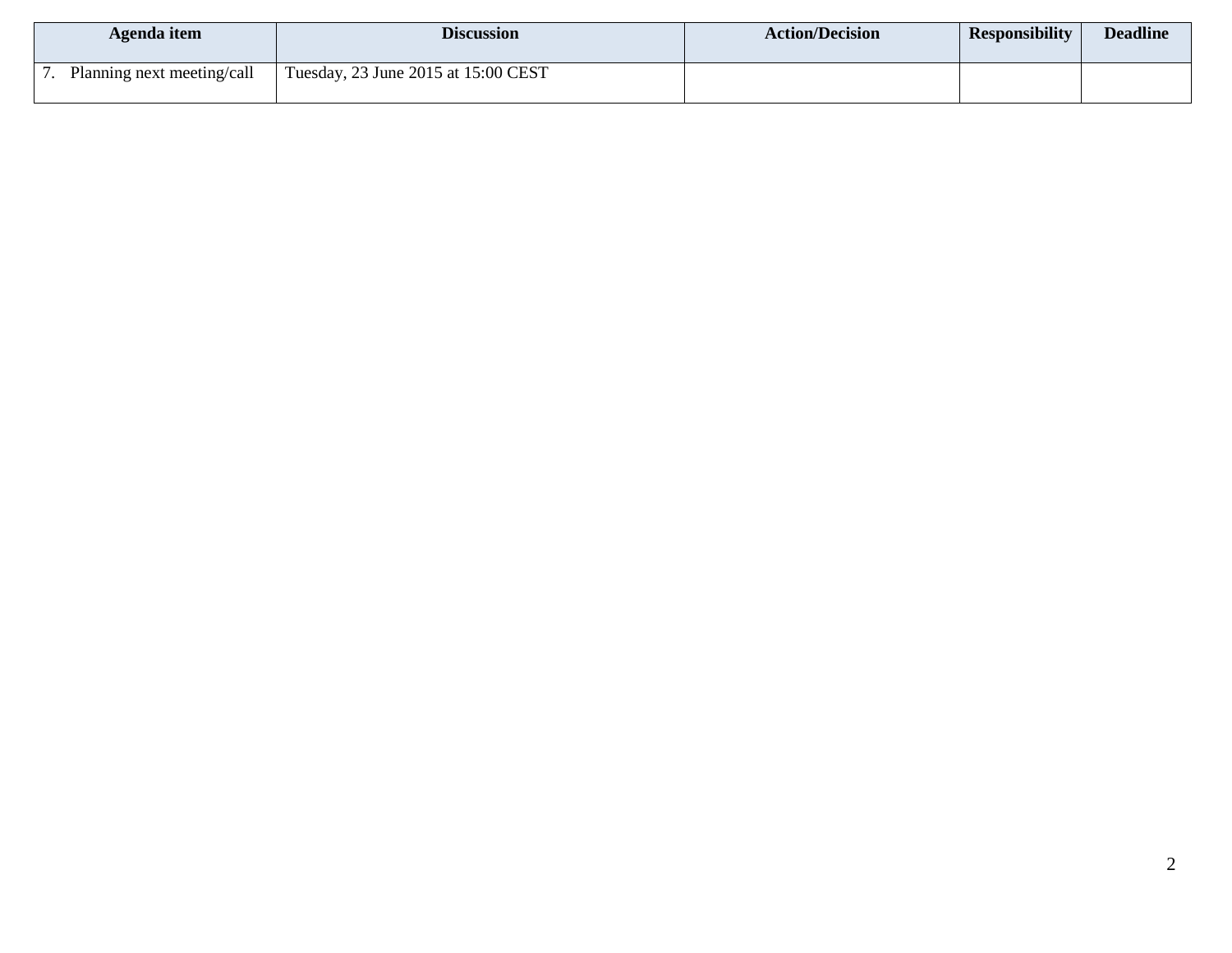| Agenda item | Discussion | Action/Decision | Responsibility | Deadline |
| --- | --- | --- | --- | --- |
| 7. Planning next meeting/call | Tuesday, 23 June 2015 at 15:00 CEST | | | |